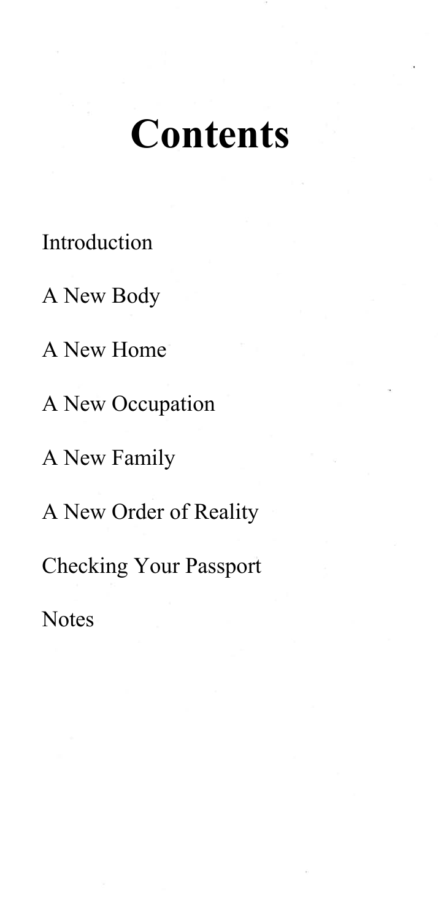# Contents

Introduction

A New Body

A New Home

A New Occupation

A New Family

A New Order of Reality

Checking Your Passport

Notes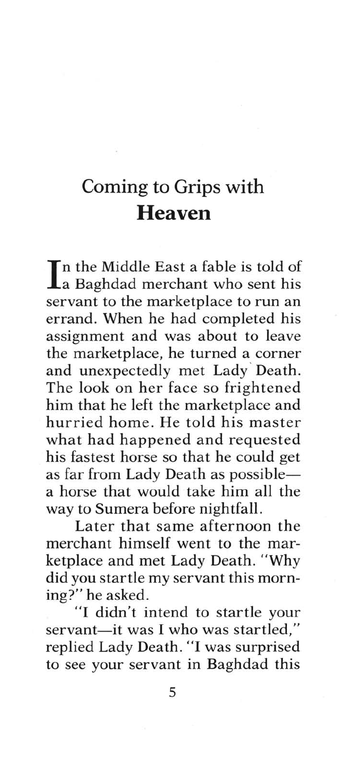# Coming to Grips with **Heaven**

In the Middle East a fable is told of a Baghdad merchant who sent his servant to the marketplace to run an errand. When he had completed his assignment and was about to leave the marketplace, he turned a corner and unexpectedly met Lady Death. The look on her face so frightened him that he left the marketplace and hurried home. He told his master what had happened and requested his fastest horse so that he could get as far from Lady Death as possible—a horse that would take him all the way to Sumera before nightfall.

Later that same afternoon the merchant himself went to the marketplace and met Lady Death. "Why did you startle my servant this morning?" he asked.

"I didn't intend to startle your servant—it was I who was startled," replied Lady Death. "I was surprised to see your servant in Baghdad this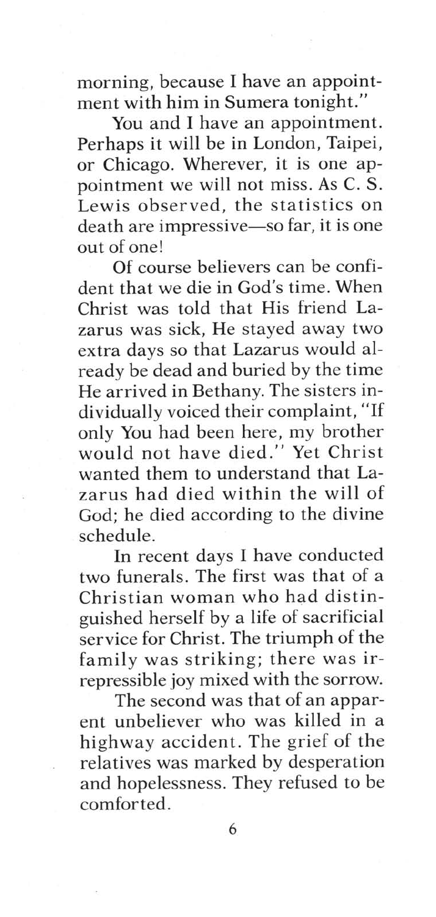morning, because I have an appointment with him in Sumera tonight."

You and I have an appointment. Perhaps it will be in London, Taipei, or Chicago. Wherever, it is one appointment we will not miss. As C. S. Lewis observed, the statistics on death are impressive—so far, it is one out of one!

Of course believers can be confident that we die in God's time. When Christ was told that His friend Lazarus was sick, He stayed away two extra days so that Lazarus would already be dead and buried by the time He arrived in Bethany. The sisters individually voiced their complaint, "If only You had been here, my brother would not have died." Yet Christ wanted them to understand that Lazarus had died within the will of God; he died according to the divine schedule.

In recent days I have conducted two funerals. The first was that of a Christian woman who had distinguished herself by a life of sacrificial service for Christ. The triumph of the family was striking; there was irrepressible joy mixed with the sorrow.

The second was that of an apparent unbeliever who was killed in a highway accident. The grief of the relatives was marked by desperation and hopelessness. They refused to be comforted.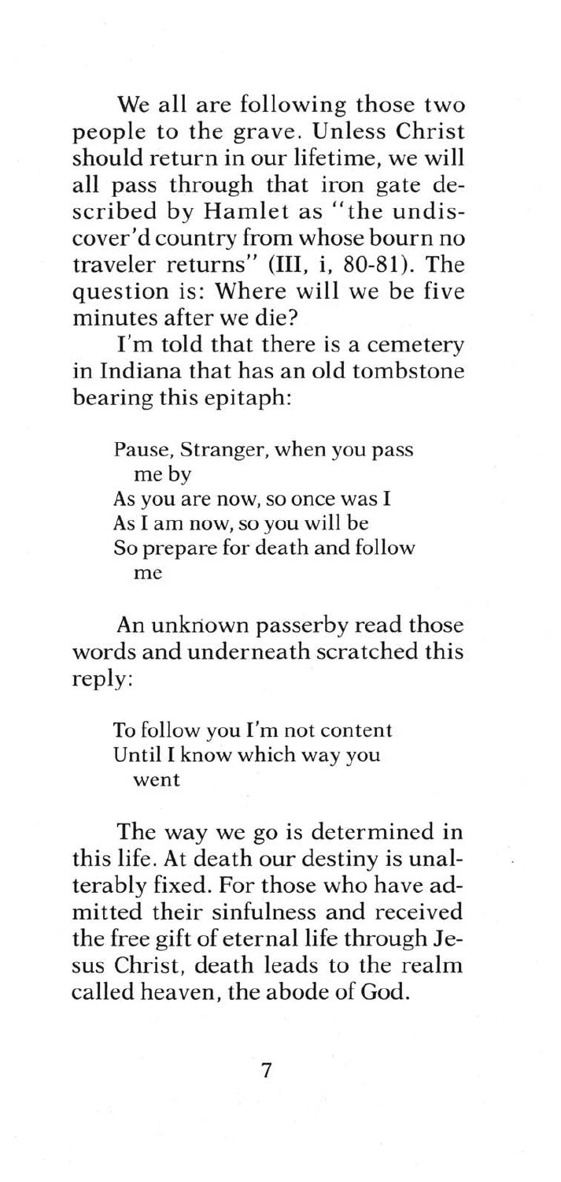We all are following those two people to the grave. Unless Christ should return in our lifetime, we will all pass through that iron gate described by Hamlet as "the undiscover'd country from whose bourn no traveler returns" (III, i, 80-81). The question is: Where will we be five minutes after we die?

I'm told that there is a cemetery in Indiana that has an old tombstone bearing this epitaph:

> Pause, Stranger, when you pass me by
> As you are now, so once was I
> As I am now, so you will be
> So prepare for death and follow me

An unknown passerby read those words and underneath scratched this reply:

> To follow you I'm not content
> Until I know which way you went

The way we go is determined in this life. At death our destiny is unalterably fixed. For those who have admitted their sinfulness and received the free gift of eternal life through Jesus Christ, death leads to the realm called heaven, the abode of God.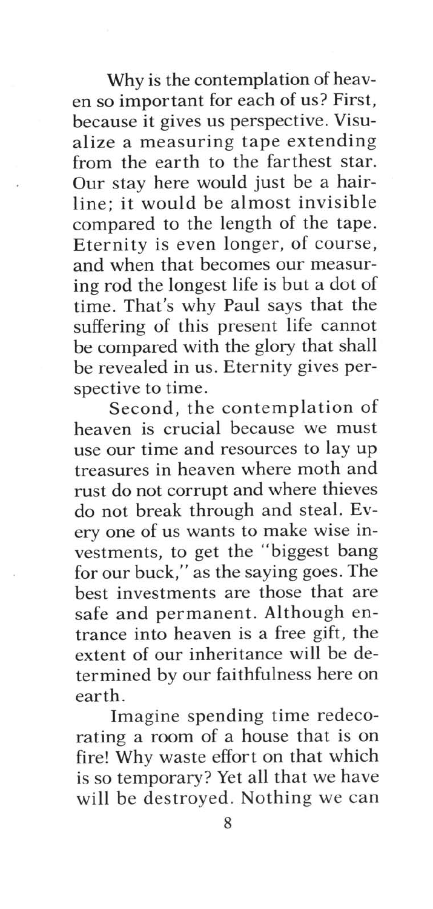Why is the contemplation of heaven so important for each of us? First, because it gives us perspective. Visualize a measuring tape extending from the earth to the farthest star. Our stay here would just be a hairline; it would be almost invisible compared to the length of the tape. Eternity is even longer, of course, and when that becomes our measuring rod the longest life is but a dot of time. That's why Paul says that the suffering of this present life cannot be compared with the glory that shall be revealed in us. Eternity gives perspective to time.

Second, the contemplation of heaven is crucial because we must use our time and resources to lay up treasures in heaven where moth and rust do not corrupt and where thieves do not break through and steal. Every one of us wants to make wise investments, to get the "biggest bang for our buck," as the saying goes. The best investments are those that are safe and permanent. Although entrance into heaven is a free gift, the extent of our inheritance will be determined by our faithfulness here on earth.

Imagine spending time redecorating a room of a house that is on fire! Why waste effort on that which is so temporary? Yet all that we have will be destroyed. Nothing we can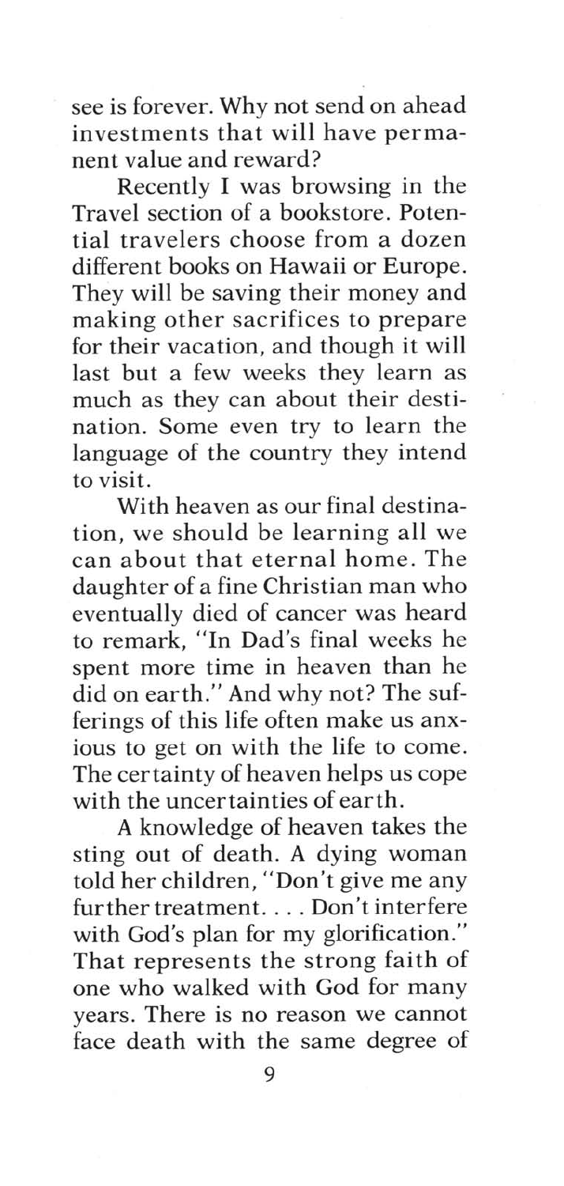see is forever. Why not send on ahead investments that will have permanent value and reward?

Recently I was browsing in the Travel section of a bookstore. Potential travelers choose from a dozen different books on Hawaii or Europe. They will be saving their money and making other sacrifices to prepare for their vacation, and though it will last but a few weeks they learn as much as they can about their destination. Some even try to learn the language of the country they intend to visit.

With heaven as our final destination, we should be learning all we can about that eternal home. The daughter of a fine Christian man who eventually died of cancer was heard to remark, "In Dad's final weeks he spent more time in heaven than he did on earth." And why not? The sufferings of this life often make us anxious to get on with the life to come. The certainty of heaven helps us cope with the uncertainties of earth.

A knowledge of heaven takes the sting out of death. A dying woman told her children, "Don't give me any further treatment. . . . Don't interfere with God's plan for my glorification." That represents the strong faith of one who walked with God for many years. There is no reason we cannot face death with the same degree of